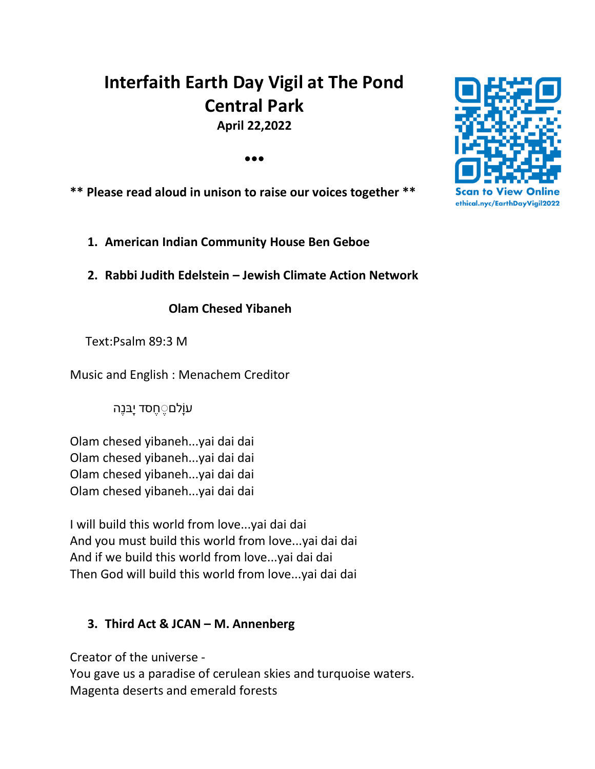# Interfaith Earth Day Vigil at The Pond Central Park

**April 22,2022**

•••

**\*\* Please read aloud in unison to raise our voices together \*\***

Scan to View Online
ethical.nyc/EarthDayVigil2022

1. **American Indian Community House Ben Geboe**

2. **Rabbi Judith Edelstein – Jewish Climate Action Network**

**Olam Chesed Yibaneh**

Text:Psalm 89:3 M

Music and English : Menachem Creditor

עוֹלָם חֶסֶד יִבָּנֶה

Olam chesed yibaneh...yai dai dai
Olam chesed yibaneh...yai dai dai
Olam chesed yibaneh...yai dai dai
Olam chesed yibaneh...yai dai dai

I will build this world from love...yai dai dai
And you must build this world from love...yai dai dai
And if we build this world from love...yai dai dai
Then God will build this world from love...yai dai dai

3. **Third Act & JCAN – M. Annenberg**

Creator of the universe -
You gave us a paradise of cerulean skies and turquoise waters.
Magenta deserts and emerald forests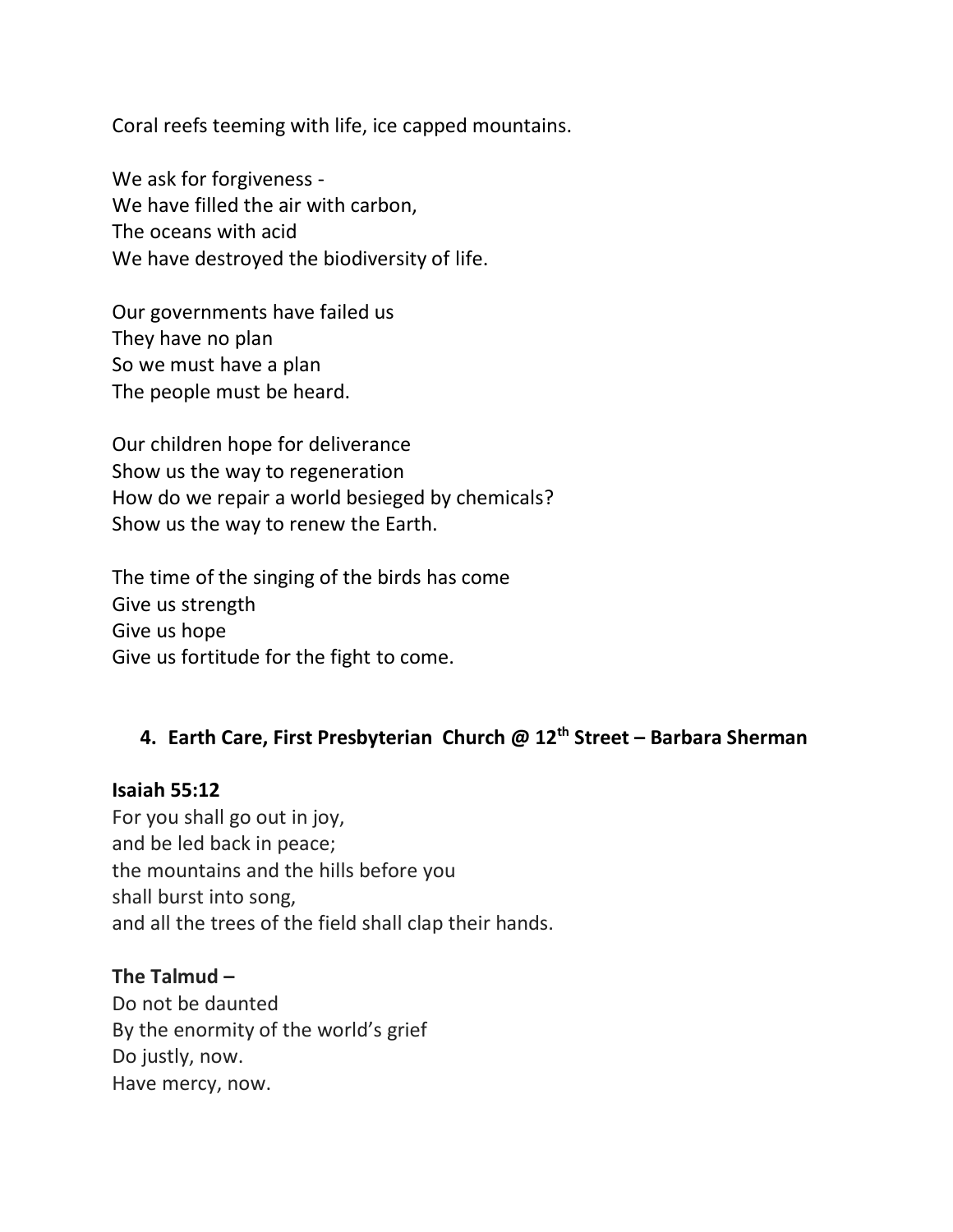Coral reefs teeming with life, ice capped mountains.

We ask for forgiveness -
We have filled the air with carbon,
The oceans with acid
We have destroyed the biodiversity of life.

Our governments have failed us
They have no plan
So we must have a plan
The people must be heard.

Our children hope for deliverance
Show us the way to regeneration
How do we repair a world besieged by chemicals?
Show us the way to renew the Earth.

The time of the singing of the birds has come
Give us strength
Give us hope
Give us fortitude for the fight to come.

### 4. Earth Care, First Presbyterian Church @ 12th Street – Barbara Sherman

**Isaiah 55:12**
For you shall go out in joy,
and be led back in peace;
the mountains and the hills before you
shall burst into song,
and all the trees of the field shall clap their hands.

**The Talmud –**
Do not be daunted
By the enormity of the world's grief
Do justly, now.
Have mercy, now.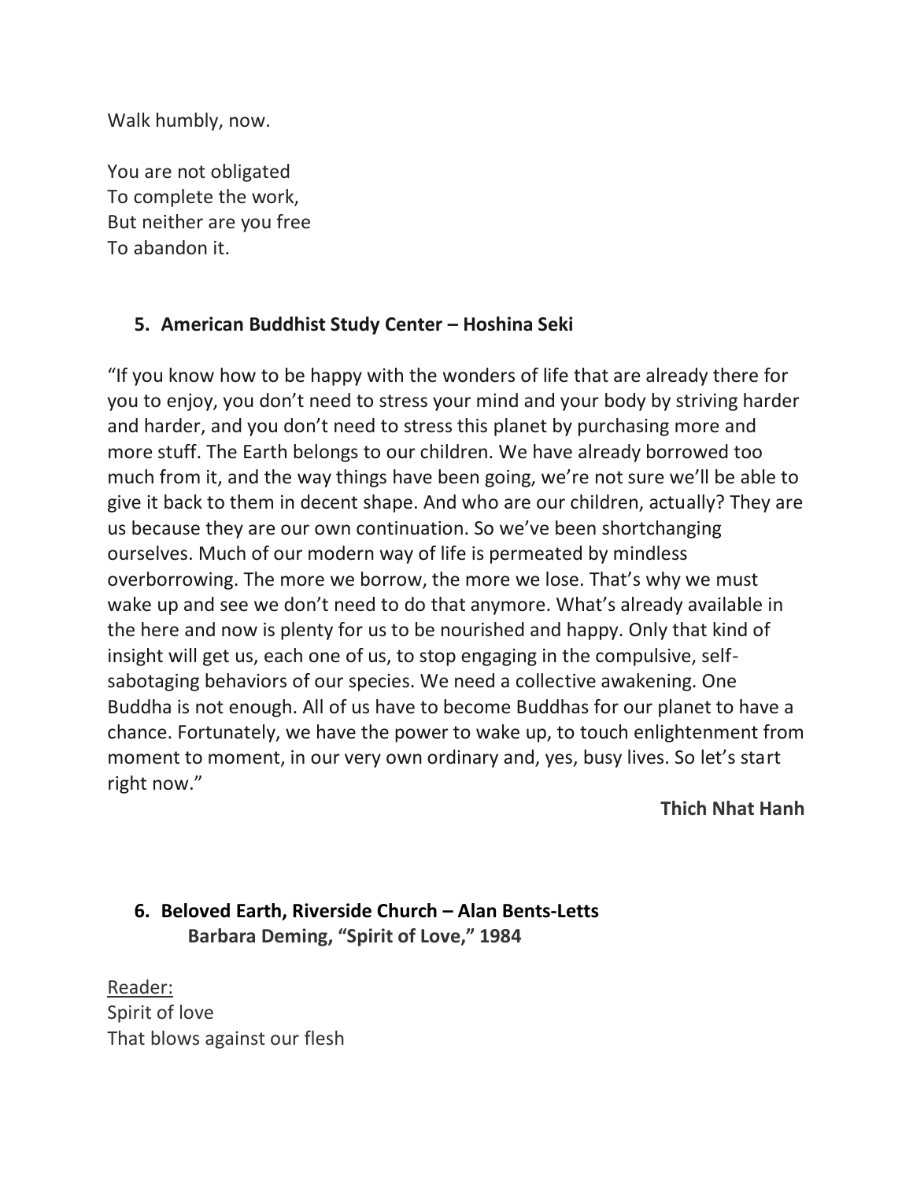Walk humbly, now.

You are not obligated  
To complete the work,  
But neither are you free  
To abandon it.

5. **American Buddhist Study Center – Hoshina Seki**

"If you know how to be happy with the wonders of life that are already there for you to enjoy, you don't need to stress your mind and your body by striving harder and harder, and you don't need to stress this planet by purchasing more and more stuff. The Earth belongs to our children. We have already borrowed too much from it, and the way things have been going, we're not sure we'll be able to give it back to them in decent shape. And who are our children, actually? They are us because they are our own continuation. So we've been shortchanging ourselves. Much of our modern way of life is permeated by mindless overborrowing. The more we borrow, the more we lose. That's why we must wake up and see we don't need to do that anymore. What's already available in the here and now is plenty for us to be nourished and happy. Only that kind of insight will get us, each one of us, to stop engaging in the compulsive, self-sabotaging behaviors of our species. We need a collective awakening. One Buddha is not enough. All of us have to become Buddhas for our planet to have a chance. Fortunately, we have the power to wake up, to touch enlightenment from moment to moment, in our very own ordinary and, yes, busy lives. So let's start right now."

**Thich Nhat Hanh**

6. **Beloved Earth, Riverside Church – Alan Bents-Letts**  
   **Barbara Deming, "Spirit of Love," 1984**

Reader:  
Spirit of love  
That blows against our flesh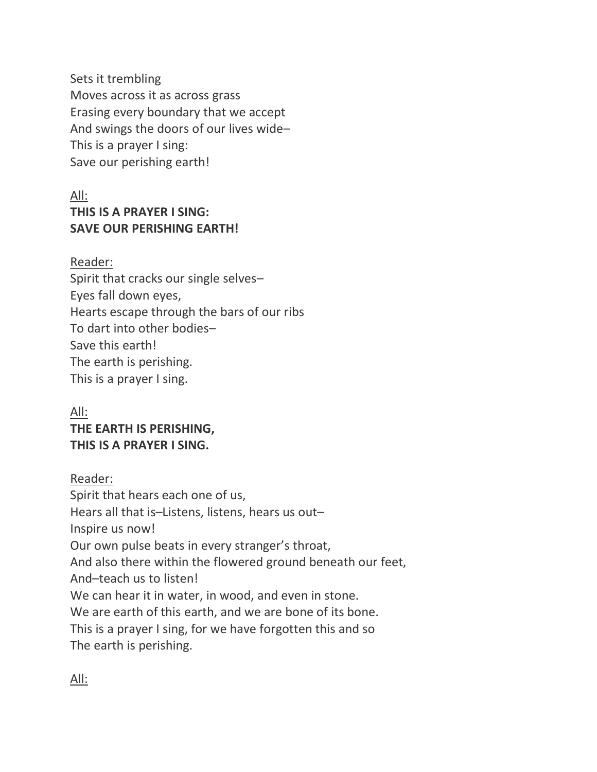Sets it trembling
Moves across it as across grass
Erasing every boundary that we accept
And swings the doors of our lives wide–
This is a prayer I sing:
Save our perishing earth!

<u>All:</u>
**THIS IS A PRAYER I SING:**
**SAVE OUR PERISHING EARTH!**

<u>Reader:</u>
Spirit that cracks our single selves–
Eyes fall down eyes,
Hearts escape through the bars of our ribs
To dart into other bodies–
Save this earth!
The earth is perishing.
This is a prayer I sing.

<u>All:</u>
**THE EARTH IS PERISHING,**
**THIS IS A PRAYER I SING.**

<u>Reader:</u>
Spirit that hears each one of us,
Hears all that is–Listens, listens, hears us out–
Inspire us now!
Our own pulse beats in every stranger's throat,
And also there within the flowered ground beneath our feet,
And–teach us to listen!
We can hear it in water, in wood, and even in stone.
We are earth of this earth, and we are bone of its bone.
This is a prayer I sing, for we have forgotten this and so
The earth is perishing.

<u>All:</u>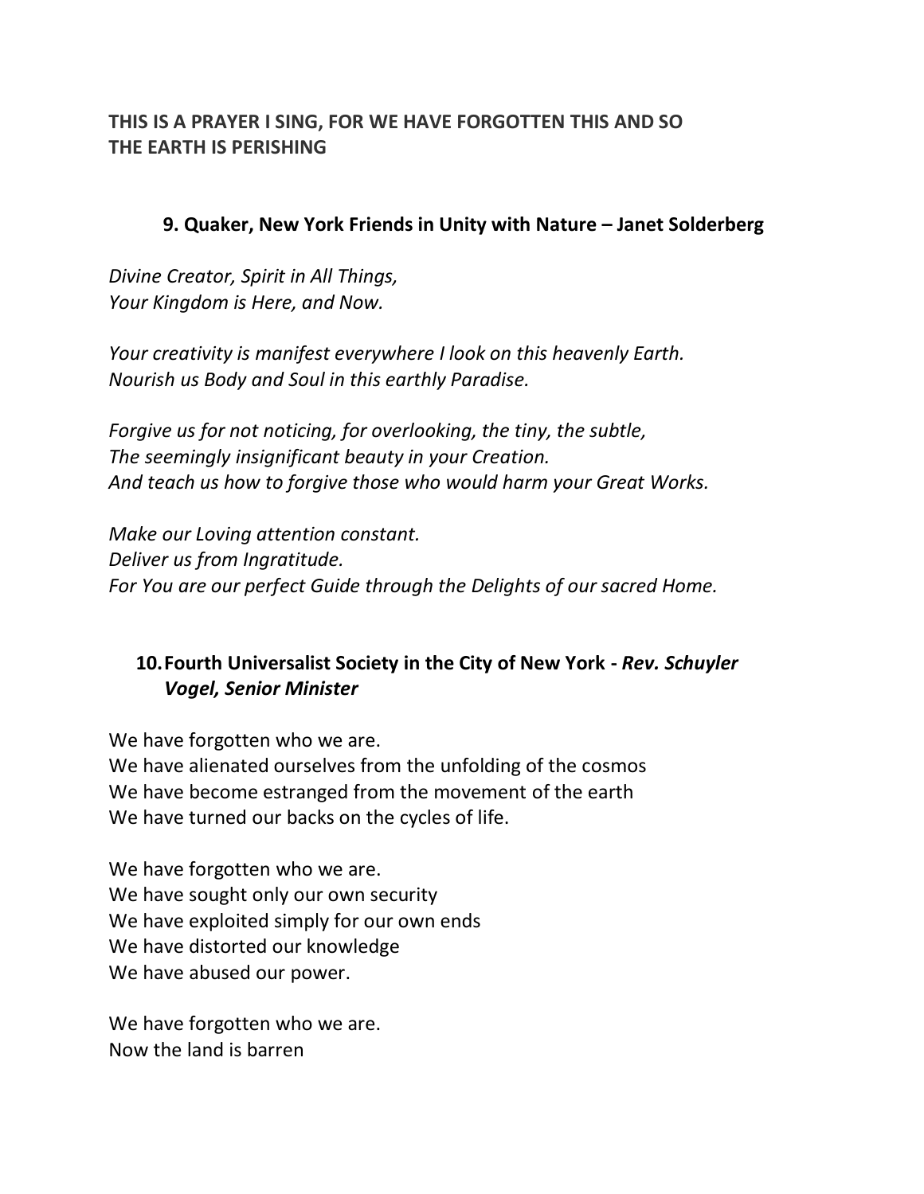**THIS IS A PRAYER I SING, FOR WE HAVE FORGOTTEN THIS AND SO THE EARTH IS PERISHING**

### 9. Quaker, New York Friends in Unity with Nature – Janet Solderberg

*Divine Creator, Spirit in All Things,*
*Your Kingdom is Here, and Now.*

*Your creativity is manifest everywhere I look on this heavenly Earth.*
*Nourish us Body and Soul in this earthly Paradise.*

*Forgive us for not noticing, for overlooking, the tiny, the subtle,*
*The seemingly insignificant beauty in your Creation.*
*And teach us how to forgive those who would harm your Great Works.*

*Make our Loving attention constant.*
*Deliver us from Ingratitude.*
*For You are our perfect Guide through the Delights of our sacred Home.*

### 10. Fourth Universalist Society in the City of New York - *Rev. Schuyler Vogel, Senior Minister*

We have forgotten who we are.
We have alienated ourselves from the unfolding of the cosmos
We have become estranged from the movement of the earth
We have turned our backs on the cycles of life.

We have forgotten who we are.
We have sought only our own security
We have exploited simply for our own ends
We have distorted our knowledge
We have abused our power.

We have forgotten who we are.
Now the land is barren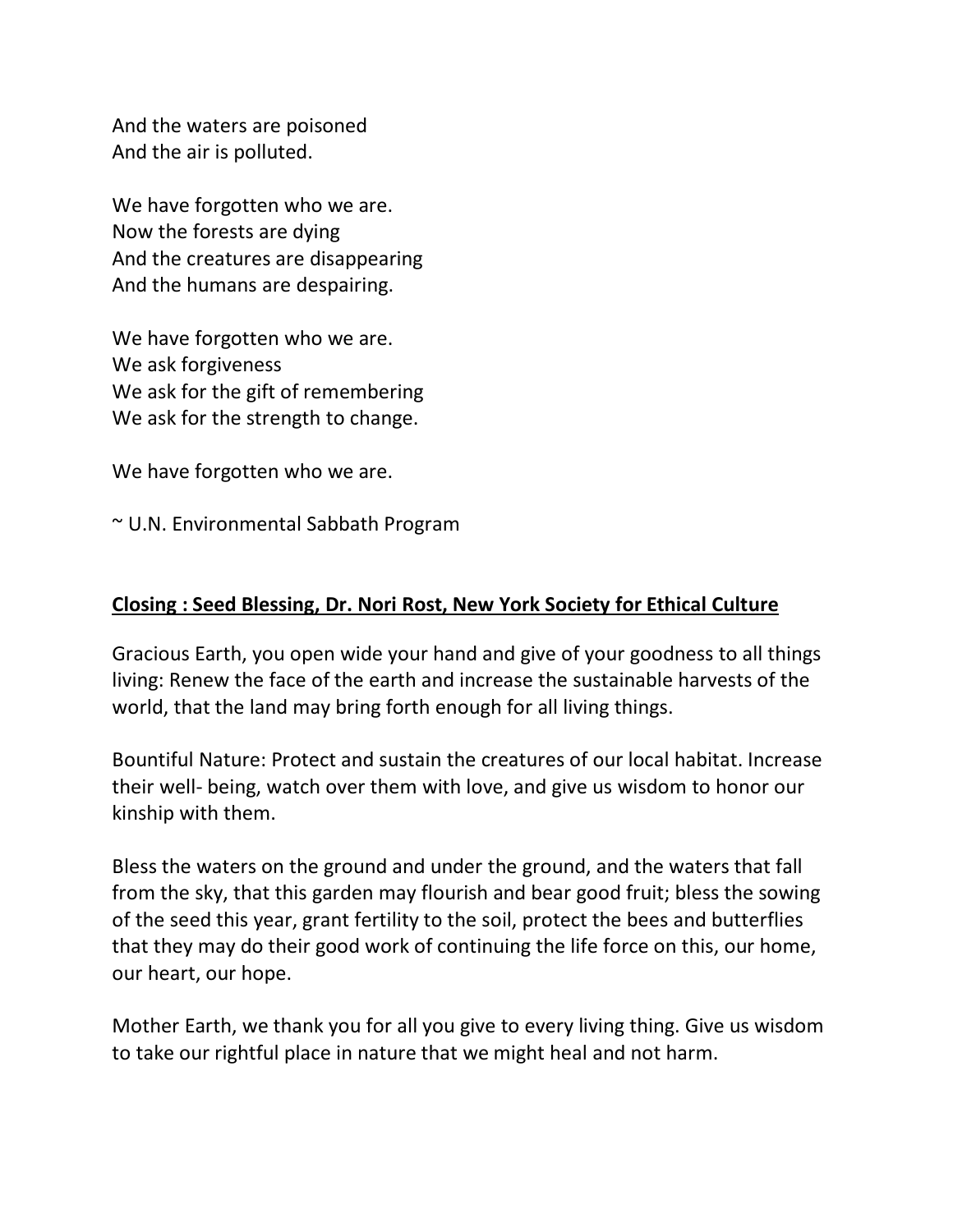And the waters are poisoned
And the air is polluted.

We have forgotten who we are.
Now the forests are dying
And the creatures are disappearing
And the humans are despairing.

We have forgotten who we are.
We ask forgiveness
We ask for the gift of remembering
We ask for the strength to change.

We have forgotten who we are.

~ U.N. Environmental Sabbath Program

**Closing : Seed Blessing, Dr. Nori Rost, New York Society for Ethical Culture**

Gracious Earth, you open wide your hand and give of your goodness to all things living: Renew the face of the earth and increase the sustainable harvests of the world, that the land may bring forth enough for all living things.

Bountiful Nature: Protect and sustain the creatures of our local habitat. Increase their well- being, watch over them with love, and give us wisdom to honor our kinship with them.

Bless the waters on the ground and under the ground, and the waters that fall from the sky, that this garden may flourish and bear good fruit; bless the sowing of the seed this year, grant fertility to the soil, protect the bees and butterflies that they may do their good work of continuing the life force on this, our home, our heart, our hope.

Mother Earth, we thank you for all you give to every living thing. Give us wisdom to take our rightful place in nature that we might heal and not harm.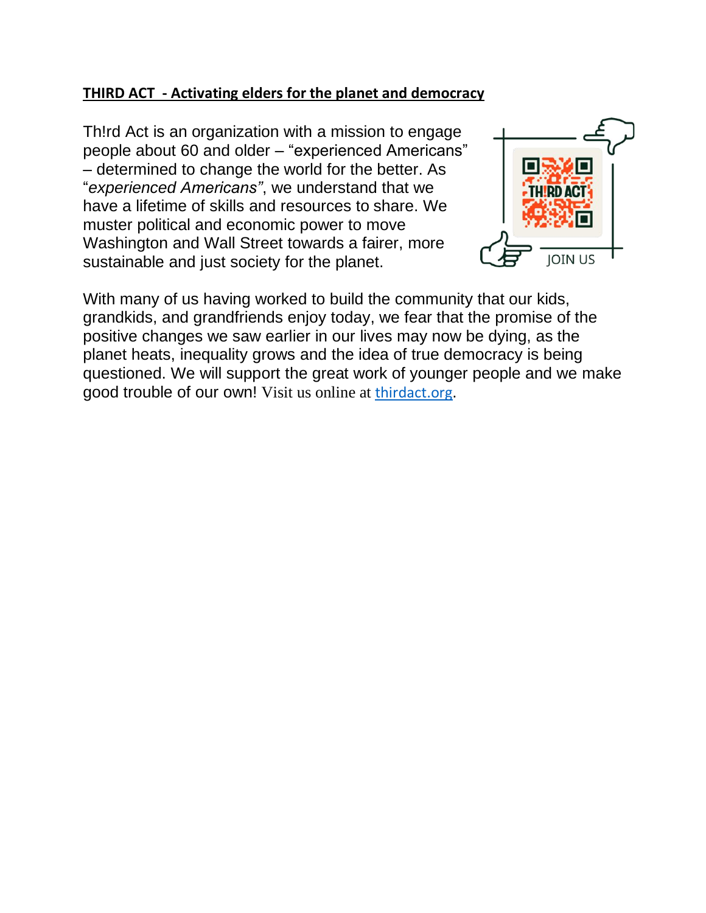**THIRD ACT - Activating elders for the planet and democracy**

Th!rd Act is an organization with a mission to engage people about 60 and older – "experienced Americans" – determined to change the world for the better. As "*experienced Americans"*, we understand that we have a lifetime of skills and resources to share. We muster political and economic power to move Washington and Wall Street towards a fairer, more sustainable and just society for the planet.

TH!RD ACT

JOIN US

With many of us having worked to build the community that our kids, grandkids, and grandfriends enjoy today, we fear that the promise of the positive changes we saw earlier in our lives may now be dying, as the planet heats, inequality grows and the idea of true democracy is being questioned. We will support the great work of younger people and we make good trouble of our own! Visit us online at thirdact.org.